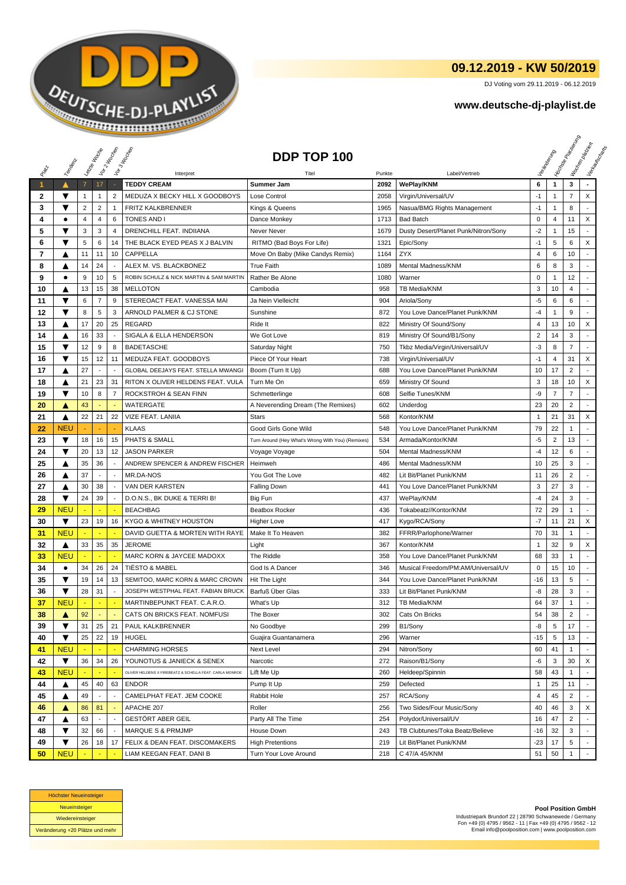DEUTSCHE-DJ-PLAYLIST

## 09.12.2019 - KW 50/2019

DJ Voting vom 29.11.2019 - 06.12.2019

**www.deutsche-dj-playlist.de**

# DDP TOP 100

| Platz | Tendenz | Letzte Woche | Vor 2 Wochen | Vor 3 Wochen | Interpret | Titel | Punkte | Label/Vertrieb | Veränderung | Höchste Platzierung | Wochen platziert | Verkaufscharts |
|---|---|---|---|---|---|---|---|---|---|---|---|---|
| 1 | ▲ | 7 | 17 | - | TEDDY CREAM | Summer Jam | 2092 | WePlay/KNM | 6 | 1 | 3 | - |
| 2 | ▼ | 1 | 1 | 2 | MEDUZA X BECKY HILL X GOODBOYS | Lose Control | 2058 | Virgin/Universal/UV | -1 | 1 | 7 | X |
| 3 | ▼ | 2 | 2 | 1 | FRITZ KALKBRENNER | Kings & Queens | 1965 | Nasua/BMG Rights Management | -1 | 1 | 8 | - |
| 4 | ● | 4 | 4 | 6 | TONES AND I | Dance Monkey | 1713 | Bad Batch | 0 | 4 | 11 | X |
| 5 | ▼ | 3 | 3 | 4 | DRENCHILL FEAT. INDIIANA | Never Never | 1679 | Dusty Desert/Planet Punk/Nitron/Sony | -2 | 1 | 15 | - |
| 6 | ▼ | 5 | 6 | 14 | THE BLACK EYED PEAS X J BALVIN | RITMO (Bad Boys For Life) | 1321 | Epic/Sony | -1 | 5 | 6 | X |
| 7 | ▲ | 11 | 11 | 10 | CAPPELLA | Move On Baby (Mike Candys Remix) | 1164 | ZYX | 4 | 6 | 10 | - |
| 8 | ▲ | 14 | 24 | - | ALEX M. VS. BLACKBONEZ | True Faith | 1089 | Mental Madness/KNM | 6 | 8 | 3 | - |
| 9 | ● | 9 | 10 | 5 | ROBIN SCHULZ & NICK MARTIN & SAM MARTIN | Rather Be Alone | 1080 | Warner | 0 | 1 | 12 | - |
| 10 | ▲ | 13 | 15 | 38 | MELLOTON | Cambodia | 958 | TB Media/KNM | 3 | 10 | 4 | - |
| 11 | ▼ | 6 | 7 | 9 | STEREOACT FEAT. VANESSA MAI | Ja Nein Vielleicht | 904 | Ariola/Sony | -5 | 6 | 6 | - |
| 12 | ▼ | 8 | 5 | 3 | ARNOLD PALMER & CJ STONE | Sunshine | 872 | You Love Dance/Planet Punk/KNM | -4 | 1 | 9 | - |
| 13 | ▲ | 17 | 20 | 25 | REGARD | Ride It | 822 | Ministry Of Sound/Sony | 4 | 13 | 10 | X |
| 14 | ▲ | 16 | 33 | - | SIGALA & ELLA HENDERSON | We Got Love | 819 | Ministry Of Sound/B1/Sony | 2 | 14 | 3 | - |
| 15 | ▼ | 12 | 9 | 8 | BADETASCHE | Saturday Night | 750 | Tkbz Media/Virgin/Universal/UV | -3 | 8 | 7 | - |
| 16 | ▼ | 15 | 12 | 11 | MEDUZA FEAT. GOODBOYS | Piece Of Your Heart | 738 | Virgin/Universal/UV | -1 | 4 | 31 | X |
| 17 | ▲ | 27 | - | - | GLOBAL DEEJAYS FEAT. STELLA MWANGI | Boom (Turn It Up) | 688 | You Love Dance/Planet Punk/KNM | 10 | 17 | 2 | - |
| 18 | ▲ | 21 | 23 | 31 | RITON X OLIVER HELDENS FEAT. VULA | Turn Me On | 659 | Ministry Of Sound | 3 | 18 | 10 | X |
| 19 | ▼ | 10 | 8 | 7 | ROCKSTROH & SEAN FINN | Schmetterlinge | 608 | Selfie Tunes/KNM | -9 | 7 | 7 | - |
| 20 | ▲ | 43 | - | - | WATERGATE | A Neverending Dream (The Remixes) | 602 | Underdog | 23 | 20 | 2 | - |
| 21 | ▲ | 22 | 21 | 22 | VIZE FEAT. LANIIA | Stars | 568 | Kontor/KNM | 1 | 21 | 31 | X |
| 22 | NEU | - | - | - | KLAAS | Good Girls Gone Wild | 548 | You Love Dance/Planet Punk/KNM | 79 | 22 | 1 | - |
| 23 | ▼ | 18 | 16 | 15 | PHATS & SMALL | Turn Around (Hey What's Wrong With You) (Remixes) | 534 | Armada/Kontor/KNM | -5 | 2 | 13 | - |
| 24 | ▼ | 20 | 13 | 12 | JASON PARKER | Voyage Voyage | 504 | Mental Madness/KNM | -4 | 12 | 6 | - |
| 25 | ▲ | 35 | 36 | - | ANDREW SPENCER & ANDREW FISCHER | Heimweh | 486 | Mental Madness/KNM | 10 | 25 | 3 | - |
| 26 | ▲ | 37 | - | - | MR.DA-NOS | You Got The Love | 482 | Lit Bit/Planet Punk/KNM | 11 | 26 | 2 | - |
| 27 | ▲ | 30 | 38 | - | VAN DER KARSTEN | Falling Down | 441 | You Love Dance/Planet Punk/KNM | 3 | 27 | 3 | - |
| 28 | ▼ | 24 | 39 | - | D.O.N.S., BK DUKE & TERRI B! | Big Fun | 437 | WePlay/KNM | -4 | 24 | 3 | - |
| 29 | NEU | - | - | - | BEACHBAG | Beatbox Rocker | 436 | Tokabeatz//Kontor/KNM | 72 | 29 | 1 | - |
| 30 | ▼ | 23 | 19 | 16 | KYGO & WHITNEY HOUSTON | Higher Love | 417 | Kygo/RCA/Sony | -7 | 11 | 21 | X |
| 31 | NEU | - | - | - | DAVID GUETTA & MORTEN WITH RAYE | Make It To Heaven | 382 | FFRR/Parlophone/Warner | 70 | 31 | 1 | - |
| 32 | ▲ | 33 | 35 | 35 | JEROME | Light | 367 | Kontor/KNM | 1 | 32 | 9 | X |
| 33 | NEU | - | - | - | MARC KORN & JAYCEE MADOXX | The Riddle | 358 | You Love Dance/Planet Punk/KNM | 68 | 33 | 1 | - |
| 34 | ● | 34 | 26 | 24 | TIËSTO & MABEL | God Is A Dancer | 346 | Musical Freedom/PM:AM/Universal/UV | 0 | 15 | 10 | - |
| 35 | ▼ | 19 | 14 | 13 | SEMITOO, MARC KORN & MARC CROWN | Hit The Light | 344 | You Love Dance/Planet Punk/KNM | -16 | 13 | 5 | - |
| 36 | ▼ | 28 | 31 | - | JOSEPH WESTPHAL FEAT. FABIAN BRUCK | Barfuß Über Glas | 333 | Lit Bit/Planet Punk/KNM | -8 | 28 | 3 | - |
| 37 | NEU | - | - | - | MARTINBEPUNKT FEAT. C.A.R.O. | What's Up | 312 | TB Media/KNM | 64 | 37 | 1 | - |
| 38 | ▲ | 92 | - | - | CATS ON BRICKS FEAT. NOMFUSI | The Boxer | 302 | Cats On Bricks | 54 | 38 | 2 | - |
| 39 | ▼ | 31 | 25 | 21 | PAUL KALKBRENNER | No Goodbye | 299 | B1/Sony | -8 | 5 | 17 | - |
| 40 | ▼ | 25 | 22 | 19 | HUGEL | Guajira Guantanamera | 296 | Warner | -15 | 5 | 13 | - |
| 41 | NEU | - | - | - | CHARMING HORSES | Next Level | 294 | Nitron/Sony | 60 | 41 | 1 | - |
| 42 | ▼ | 36 | 34 | 26 | YOUNOTUS & JANIECK & SENEX | Narcotic | 272 | Raison/B1/Sony | -6 | 3 | 30 | X |
| 43 | NEU | - | - | - | OLIVER HELDENS X FIREBEATZ & SCHELLA FEAT. CARLA MONROE | Lift Me Up | 260 | Heldeep/Spinnin | 58 | 43 | 1 | - |
| 44 | ▲ | 45 | 40 | 63 | ENDOR | Pump It Up | 259 | Defected | 1 | 25 | 11 | - |
| 45 | ▲ | 49 | - | - | CAMELPHAT FEAT. JEM COOKE | Rabbit Hole | 257 | RCA/Sony | 4 | 45 | 2 | - |
| 46 | ▲ | 86 | 81 | - | APACHE 207 | Roller | 256 | Two Sides/Four Music/Sony | 40 | 46 | 3 | X |
| 47 | ▲ | 63 | - | - | GESTÖRT ABER GEIL | Party All The Time | 254 | Polydor/Universal/UV | 16 | 47 | 2 | - |
| 48 | ▼ | 32 | 66 | - | MARQUE S & PRMJMP | House Down | 243 | TB Clubtunes/Toka Beatz/Believe | -16 | 32 | 3 | - |
| 49 | ▼ | 26 | 18 | 17 | FELIX & DEAN FEAT. DISCOMAKERS | High Pretentions | 219 | Lit Bit/Planet Punk/KNM | -23 | 17 | 5 | - |
| 50 | NEU | - | - | - | LIAM KEEGAN FEAT. DANI B | Turn Your Love Around | 218 | C 47/A 45/KNM | 51 | 50 | 1 | - |

| Legende |
|---|
| Höchster Neueinsteiger |
| Neueinsteiger |
| Wiedereinsteiger |
| Veränderung +20 Plätze und mehr |

**Pool Position GmbH**
Industriepark Brundorf 22 | 28790 Schwanewede / Germany
Fon +49 (0) 4795 / 9562 - 11 | Fax +49 (0) 4795 / 9562 - 12
Email info@poolposition.com | www.poolposition.com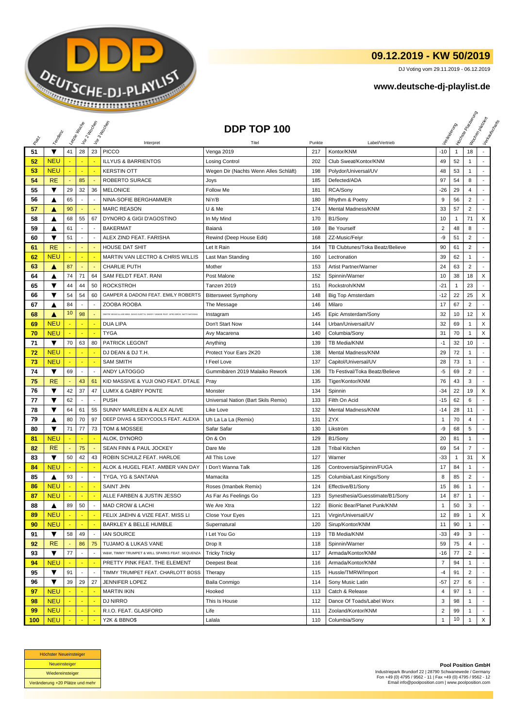# 09.12.2019 - KW 50/2019

DJ Voting vom 29.11.2019 - 06.12.2019

**www.deutsche-dj-playlist.de**

## DDP TOP 100

| Platz | Tendenz | Letzte Woche | Vor 2 Wochen | Vor 3 Wochen | Interpret | Titel | Punkte | Label/Vertrieb | Veränderung | Höchste Platzierung | Wochen platziert | Verkaufscharts |
|---|---|---|---|---|---|---|---|---|---|---|---|---|
| 51 | ▼ | 41 | 28 | 23 | PICCO | Venga 2019 | 217 | Kontor/KNM | -10 | 1 | 18 | - |
| 52 | NEU | - | - | - | ILLYUS & BARRIENTOS | Losing Control | 202 | Club Sweat/Kontor/KNM | 49 | 52 | 1 | - |
| 53 | NEU | - | - | - | KERSTIN OTT | Wegen Dir (Nachts Wenn Alles Schläft) | 198 | Polydor/Universal/UV | 48 | 53 | 1 | - |
| 54 | RE | - | 85 | - | ROBERTO SURACE | Joys | 185 | Defected/ADA | 97 | 54 | 8 | - |
| 55 | ▼ | 29 | 32 | 36 | MELONICE | Follow Me | 181 | RCA/Sony | -26 | 29 | 4 | - |
| 56 | ▲ | 65 | - | - | NINA-SOFIE BERGHAMMER | Ni'n'B | 180 | Rhythm & Poetry | 9 | 56 | 2 | - |
| 57 | ▲ | 90 | - | - | MARC REASON | U & Me | 174 | Mental Madness/KNM | 33 | 57 | 2 | - |
| 58 | ▲ | 68 | 55 | 67 | DYNORO & GIGI D'AGOSTINO | In My Mind | 170 | B1/Sony | 10 | 1 | 71 | X |
| 59 | ▲ | 61 | - | - | BAKERMAT | Baianá | 169 | Be Yourself | 2 | 48 | 8 | - |
| 60 | ▼ | 51 | - | - | ALEX ZIND FEAT. FARISHA | Rewind (Deep House Edit) | 168 | ZZ-Music/Feiyr | -9 | 51 | 2 | - |
| 61 | RE | - | - | - | HOUSE DAT SHIT | Let It Rain | 164 | TB Clubtunes/Toka Beatz/Believe | 90 | 61 | 2 | - |
| 62 | NEU | - | - | - | MARTIN VAN LECTRO & CHRIS WILLIS | Last Man Standing | 160 | Lectronation | 39 | 62 | 1 | - |
| 63 | ▲ | 87 | - | - | CHARLIE PUTH | Mother | 153 | Artist Partner/Warner | 24 | 63 | 2 | - |
| 64 | ▲ | 74 | 71 | 64 | SAM FELDT FEAT. RANI | Post Malone | 152 | Spinnin/Warner | 10 | 38 | 18 | X |
| 65 | ▼ | 44 | 44 | 50 | ROCKSTROH | Tanzen 2019 | 151 | Rockstroh/KNM | -21 | 1 | 23 | - |
| 66 | ▼ | 54 | 54 | 60 | GAMPER & DADONI FEAT. EMILY ROBERTS | Bittersweet Symphony | 148 | Big Top Amsterdam | -12 | 22 | 25 | X |
| 67 | ▲ | 84 | - | - | ZOOBA ROOBA | The Message | 146 | Milaro | 17 | 67 | 2 | - |
| 68 | ▲ | 10 | 98 | - | DIMITRI VEGAS & LIKE MIKE, DAVID GUETTA, DADDY YANKEE FEAT. AFRO BROS, NATTI NATASHA | Instagram | 145 | Epic Amsterdam/Sony | 32 | 10 | 12 | X |
| 69 | NEU | - | - | - | DUA LIPA | Don't Start Now | 144 | Urban/Universal/UV | 32 | 69 | 1 | X |
| 70 | NEU | - | - | - | TYGA | Avy Macarena | 140 | Columbia/Sony | 31 | 70 | 1 | X |
| 71 | ▼ | 70 | 63 | 80 | PATRICK LEGONT | Anything | 139 | TB Media/KNM | -1 | 32 | 10 | - |
| 72 | NEU | - | - | - | DJ DEAN & DJ T.H. | Protect Your Ears 2K20 | 138 | Mental Madness/KNM | 29 | 72 | 1 | - |
| 73 | NEU | - | - | - | SAM SMITH | I Feel Love | 137 | Capitol/Universal/UV | 28 | 73 | 1 | - |
| 74 | ▼ | 69 | - | - | ANDY LATOGGO | Gummibären 2019 Malaiko Rework | 136 | Tb Festival/Toka Beatz/Believe | -5 | 69 | 2 | - |
| 75 | RE | - | 43 | 61 | KID MASSIVE & YUJI ONO FEAT. DTALE | Pray | 135 | Tiger/Kontor/KNM | 76 | 43 | 3 | - |
| 76 | ▼ | 42 | 37 | 47 | LUM!X & GABRY PONTE | Monster | 134 | Spinnin | -34 | 22 | 19 | X |
| 77 | ▼ | 62 | - | - | PUSH | Universal Nation (Bart Skils Remix) | 133 | Filth On Acid | -15 | 62 | 6 | - |
| 78 | ▼ | 64 | 61 | 55 | SUNNY MARLEEN & ALEX ALIVE | Like Love | 132 | Mental Madness/KNM | -14 | 28 | 11 | - |
| 79 | ▲ | 80 | 70 | 97 | DEEP DIVAS & SEXYCOOLS FEAT. ALEXIA | Uh La La La (Remix) | 131 | ZYX | 1 | 70 | 4 | - |
| 80 | ▼ | 71 | 77 | 73 | TOM & MOSSEE | Safar Safar | 130 | Likström | -9 | 68 | 5 | - |
| 81 | NEU | - | - | - | ALOK, DYNORO | On & On | 129 | B1/Sony | 20 | 81 | 1 | - |
| 82 | RE | - | 75 | - | SEAN FINN & PAUL JOCKEY | Dare Me | 128 | Tribal Kitchen | 69 | 54 | 7 | - |
| 83 | ▼ | 50 | 42 | 43 | ROBIN SCHULZ FEAT. HARLOE | All This Love | 127 | Warner | -33 | 1 | 31 | X |
| 84 | NEU | - | - | - | ALOK & HUGEL FEAT. AMBER VAN DAY | I Don't Wanna Talk | 126 | Controversia/Spinnin/FUGA | 17 | 84 | 1 | - |
| 85 | ▲ | 93 | - | - | TYGA, YG & SANTANA | Mamacita | 125 | Columbia/Last Kings/Sony | 8 | 85 | 2 | - |
| 86 | NEU | - | - | - | SAINT JHN | Roses (Imanbek Remix) | 124 | Effective/B1/Sony | 15 | 86 | 1 | - |
| 87 | NEU | - | - | - | ALLE FARBEN & JUSTIN JESSO | As Far As Feelings Go | 123 | Synesthesia/Guesstimate/B1/Sony | 14 | 87 | 1 | - |
| 88 | ▲ | 89 | 50 | - | MAD CROW & LACHI | We Are Xtra | 122 | Bionic Bear/Planet Punk/KNM | 1 | 50 | 3 | - |
| 89 | NEU | - | - | - | FELIX JAEHN & VIZE FEAT. MISS LI | Close Your Eyes | 121 | Virgin/Universal/UV | 12 | 89 | 1 | X |
| 90 | NEU | - | - | - | BARKLEY & BELLE HUMBLE | Supernatural | 120 | Sirup/Kontor/KNM | 11 | 90 | 1 | - |
| 91 | ▼ | 58 | 49 | - | IAN SOURCE | I Let You Go | 119 | TB Media/KNM | -33 | 49 | 3 | - |
| 92 | RE | - | 86 | 75 | TUJAMO & LUKAS VANE | Drop It | 118 | Spinnin/Warner | 59 | 75 | 4 | - |
| 93 | ▼ | 77 | - | - | W&W, TIMMY TRUMPET & WILL SPARKS FEAT. SEQUENZA | Tricky Tricky | 117 | Armada/Kontor/KNM | -16 | 77 | 2 | - |
| 94 | NEU | - | - | - | PRETTY PINK FEAT. THE ELEMENT | Deepest Beat | 116 | Armada/Kontor/KNM | 7 | 94 | 1 | - |
| 95 | ▼ | 91 | - | - | TIMMY TRUMPET FEAT. CHARLOTT BOSS | Therapy | 115 | Hussle/TMRW/Import | -4 | 91 | 2 | - |
| 96 | ▼ | 39 | 29 | 27 | JENNIFER LOPEZ | Baila Conmigo | 114 | Sony Music Latin | -57 | 27 | 6 | - |
| 97 | NEU | - | - | - | MARTIN IKIN | Hooked | 113 | Catch & Release | 4 | 97 | 1 | - |
| 98 | NEU | - | - | - | DJ NIRRO | This Is House | 112 | Dance Of Toads/Label Worx | 3 | 98 | 1 | - |
| 99 | NEU | - | - | - | R.I.O. FEAT. GLASFORD | Life | 111 | Zooland/Kontor/KNM | 2 | 99 | 1 | - |
| 100 | NEU | - | - | - | Y2K & BBNO$ | Lalala | 110 | Columbia/Sony | 1 | 10 | 1 | X |

Höchster Neueinsteiger
Neueinsteiger
Wiedereinsteiger
Veränderung +20 Plätze und mehr

**Pool Position GmbH**
Industriepark Brundorf 22 | 28790 Schwanewede / Germany
Fon +49 (0) 4795 / 9562 - 11 | Fax +49 (0) 4795 / 9562 - 12
Email info@poolposition.com | www.poolposition.com